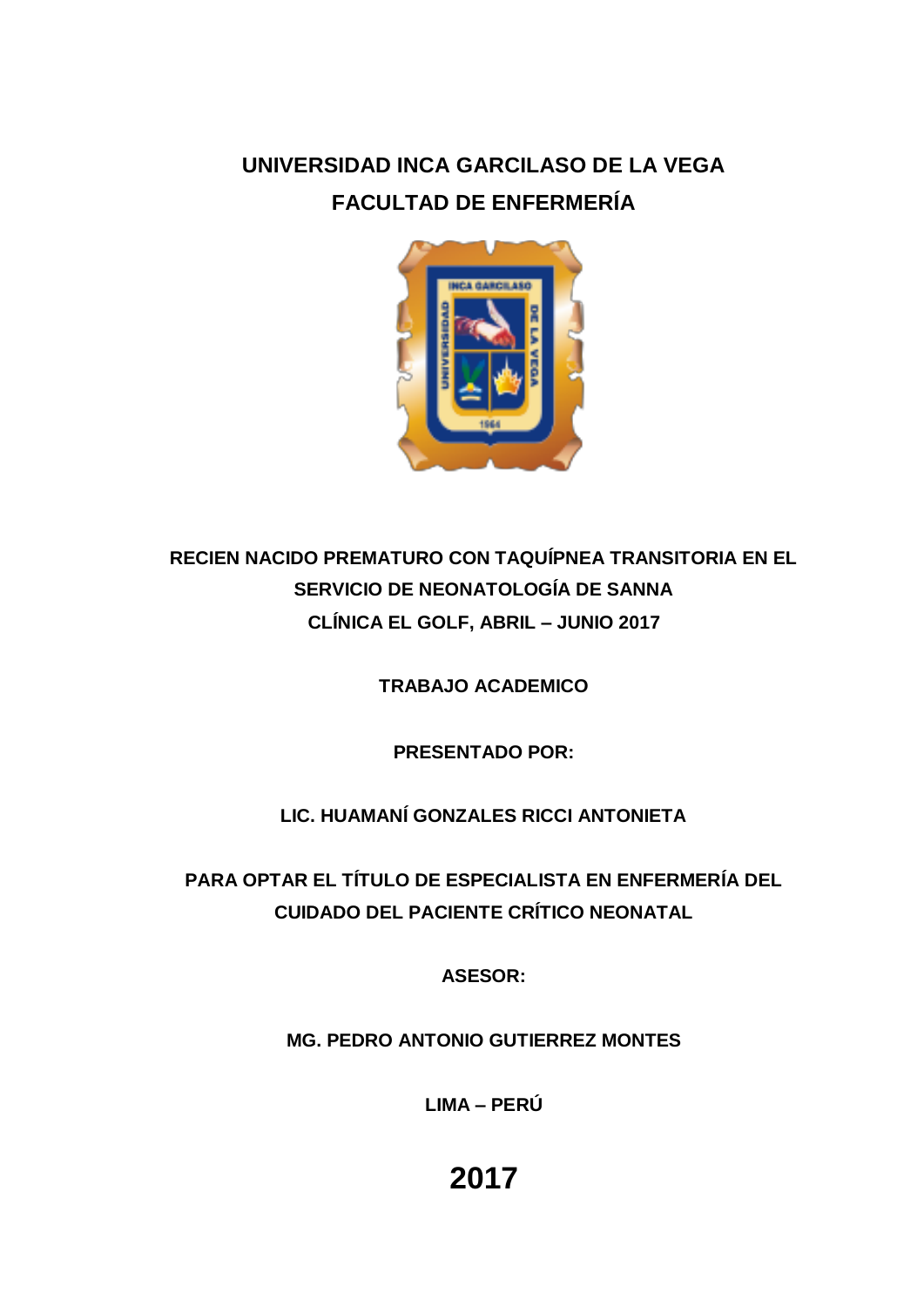# UNIVERSIDAD INCA GARCILASO DE LA VEGA

## FACULTAD DE ENFERMERÍA

**RECIEN NACIDO PREMATURO CON TAQUÍPNEA TRANSITORIA EN EL SERVICIO DE NEONATOLOGÍA DE SANNA CLÍNICA EL GOLF, ABRIL – JUNIO 2017**

**TRABAJO ACADEMICO**

**PRESENTADO POR:**

**LIC. HUAMANÍ GONZALES RICCI ANTONIETA**

**PARA OPTAR EL TÍTULO DE ESPECIALISTA EN ENFERMERÍA DEL CUIDADO DEL PACIENTE CRÍTICO NEONATAL**

**ASESOR:**

**MG. PEDRO ANTONIO GUTIERREZ MONTES**

**LIMA – PERÚ**

**2017**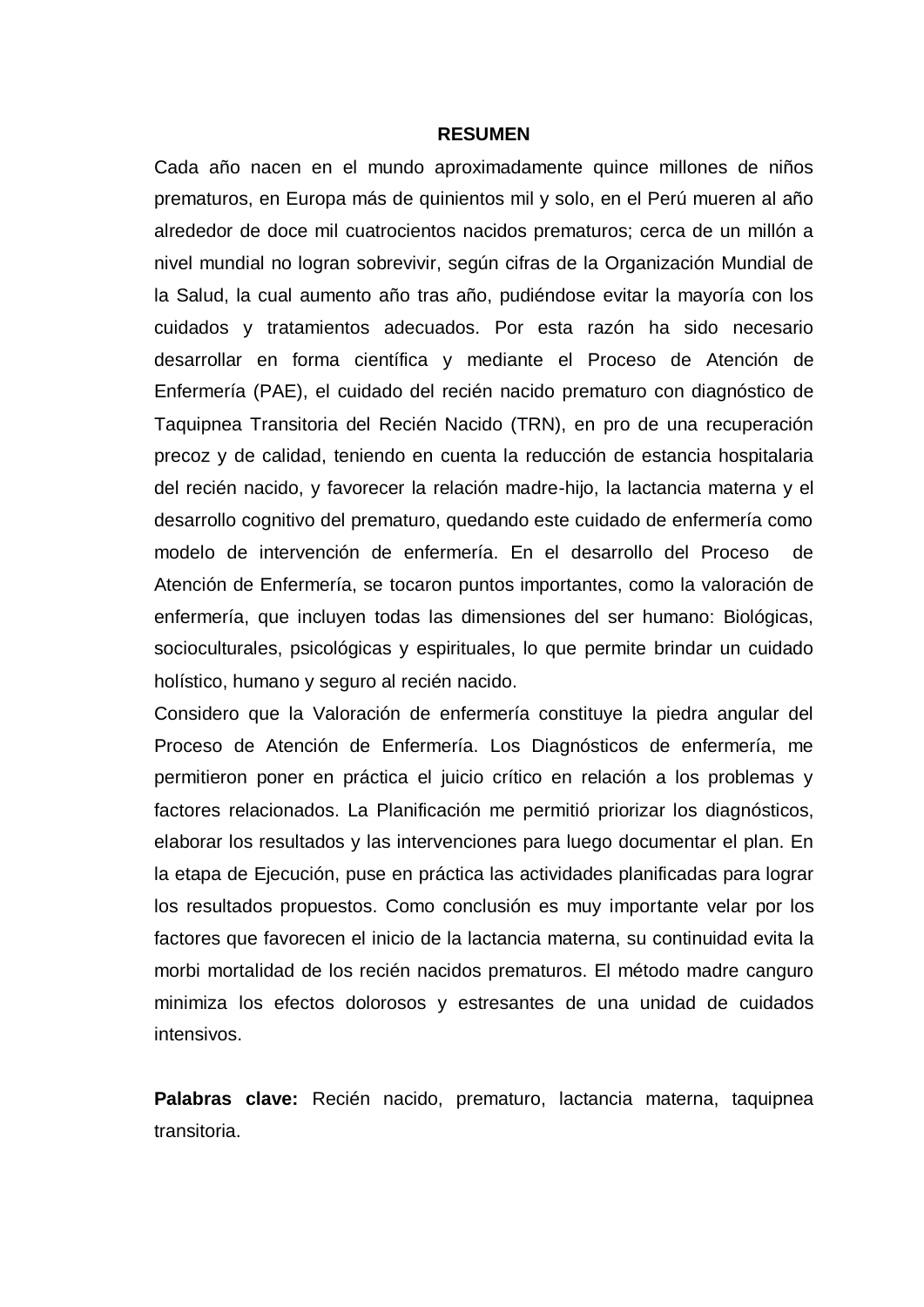## RESUMEN

Cada año nacen en el mundo aproximadamente quince millones de niños prematuros, en Europa más de quinientos mil y solo, en el Perú mueren al año alrededor de doce mil cuatrocientos nacidos prematuros; cerca de un millón a nivel mundial no logran sobrevivir, según cifras de la Organización Mundial de la Salud, la cual aumento año tras año, pudiéndose evitar la mayoría con los cuidados y tratamientos adecuados. Por esta razón ha sido necesario desarrollar en forma científica y mediante el Proceso de Atención de Enfermería (PAE), el cuidado del recién nacido prematuro con diagnóstico de Taquipnea Transitoria del Recién Nacido (TRN), en pro de una recuperación precoz y de calidad, teniendo en cuenta la reducción de estancia hospitalaria del recién nacido, y favorecer la relación madre-hijo, la lactancia materna y el desarrollo cognitivo del prematuro, quedando este cuidado de enfermería como modelo de intervención de enfermería. En el desarrollo del Proceso de Atención de Enfermería, se tocaron puntos importantes, como la valoración de enfermería, que incluyen todas las dimensiones del ser humano: Biológicas, socioculturales, psicológicas y espirituales, lo que permite brindar un cuidado holístico, humano y seguro al recién nacido.

Considero que la Valoración de enfermería constituye la piedra angular del Proceso de Atención de Enfermería. Los Diagnósticos de enfermería, me permitieron poner en práctica el juicio crítico en relación a los problemas y factores relacionados. La Planificación me permitió priorizar los diagnósticos, elaborar los resultados y las intervenciones para luego documentar el plan. En la etapa de Ejecución, puse en práctica las actividades planificadas para lograr los resultados propuestos. Como conclusión es muy importante velar por los factores que favorecen el inicio de la lactancia materna, su continuidad evita la morbi mortalidad de los recién nacidos prematuros. El método madre canguro minimiza los efectos dolorosos y estresantes de una unidad de cuidados intensivos.

**Palabras clave:** Recién nacido, prematuro, lactancia materna, taquipnea transitoria.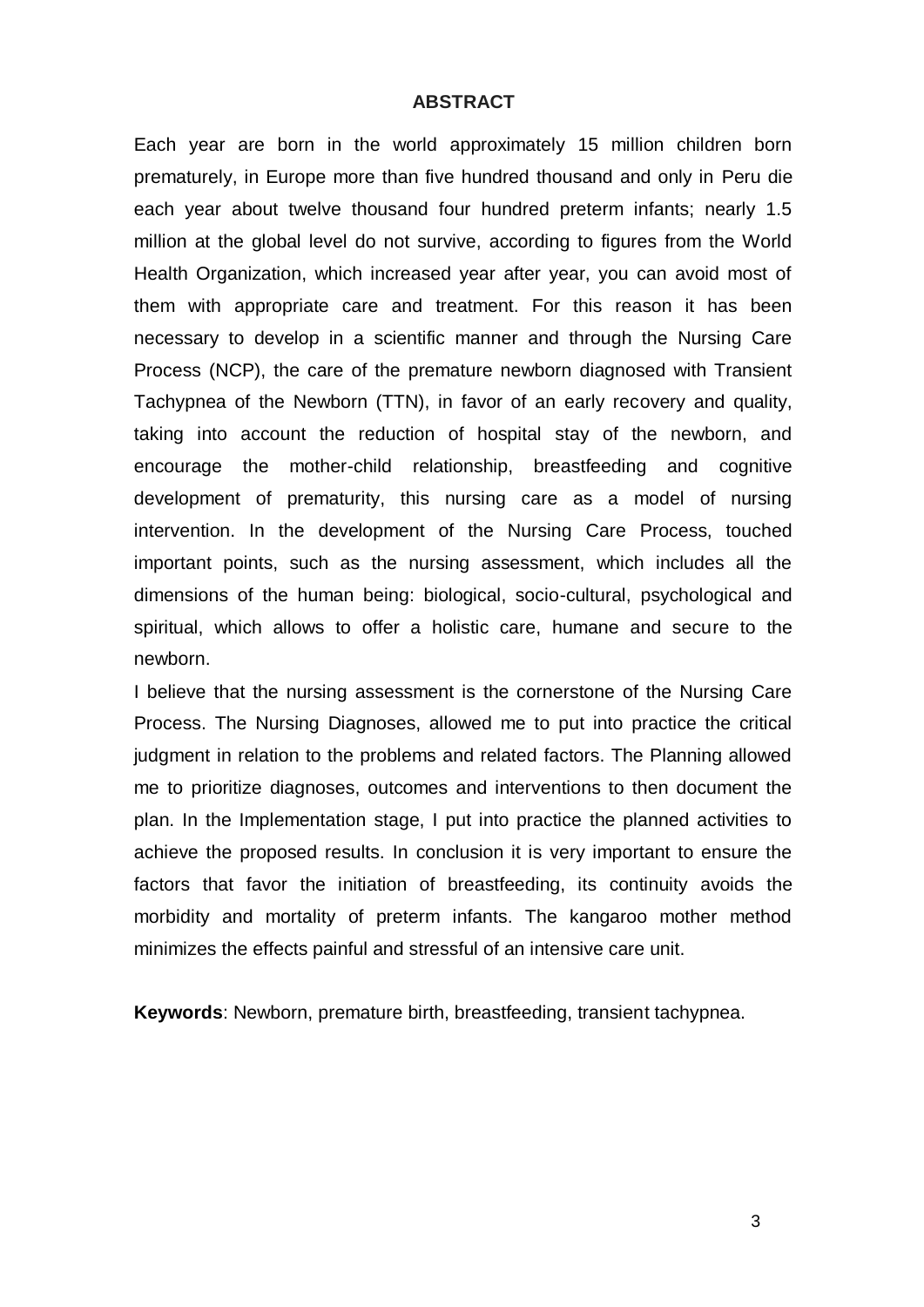## ABSTRACT

Each year are born in the world approximately 15 million children born prematurely, in Europe more than five hundred thousand and only in Peru die each year about twelve thousand four hundred preterm infants; nearly 1.5 million at the global level do not survive, according to figures from the World Health Organization, which increased year after year, you can avoid most of them with appropriate care and treatment. For this reason it has been necessary to develop in a scientific manner and through the Nursing Care Process (NCP), the care of the premature newborn diagnosed with Transient Tachypnea of the Newborn (TTN), in favor of an early recovery and quality, taking into account the reduction of hospital stay of the newborn, and encourage the mother-child relationship, breastfeeding and cognitive development of prematurity, this nursing care as a model of nursing intervention. In the development of the Nursing Care Process, touched important points, such as the nursing assessment, which includes all the dimensions of the human being: biological, socio-cultural, psychological and spiritual, which allows to offer a holistic care, humane and secure to the newborn.

I believe that the nursing assessment is the cornerstone of the Nursing Care Process. The Nursing Diagnoses, allowed me to put into practice the critical judgment in relation to the problems and related factors. The Planning allowed me to prioritize diagnoses, outcomes and interventions to then document the plan. In the Implementation stage, I put into practice the planned activities to achieve the proposed results. In conclusion it is very important to ensure the factors that favor the initiation of breastfeeding, its continuity avoids the morbidity and mortality of preterm infants. The kangaroo mother method minimizes the effects painful and stressful of an intensive care unit.

**Keywords**: Newborn, premature birth, breastfeeding, transient tachypnea.